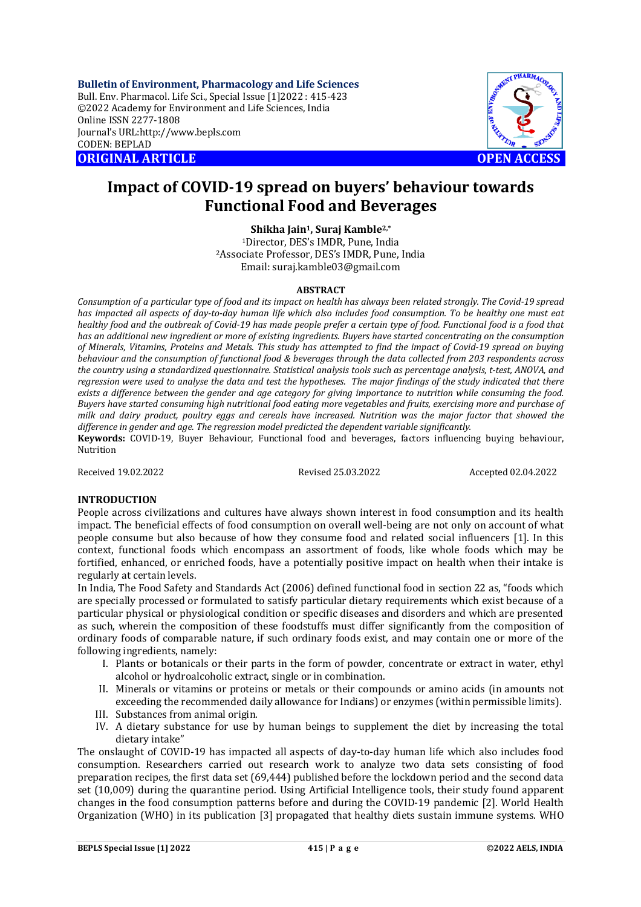**Bulletin of Environment, Pharmacology and Life Sciences**
Bull. Env. Pharmacol. Life Sci., Special Issue [1]2022 : 415-423
©2022 Academy for Environment and Life Sciences, India
Online ISSN 2277-1808
Journal's URL:http://www.bepls.com
CODEN: BEPLAD

**ORIGINAL ARTICLE** **OPEN ACCESS**

# Impact of COVID-19 spread on buyers' behaviour towards Functional Food and Beverages

**Shikha Jain[1], Suraj Kamble[2,*]**

[1]Director, DES's IMDR, Pune, India
[2]Associate Professor, DES's IMDR, Pune, India
Email: suraj.kamble03@gmail.com

## ABSTRACT

*Consumption of a particular type of food and its impact on health has always been related strongly. The Covid-19 spread has impacted all aspects of day-to-day human life which also includes food consumption. To be healthy one must eat healthy food and the outbreak of Covid-19 has made people prefer a certain type of food. Functional food is a food that has an additional new ingredient or more of existing ingredients. Buyers have started concentrating on the consumption of Minerals, Vitamins, Proteins and Metals. This study has attempted to find the impact of Covid-19 spread on buying behaviour and the consumption of functional food & beverages through the data collected from 203 respondents across the country using a standardized questionnaire. Statistical analysis tools such as percentage analysis, t-test, ANOVA, and regression were used to analyse the data and test the hypotheses. The major findings of the study indicated that there exists a difference between the gender and age category for giving importance to nutrition while consuming the food. Buyers have started consuming high nutritional food eating more vegetables and fruits, exercising more and purchase of milk and dairy product, poultry eggs and cereals have increased. Nutrition was the major factor that showed the difference in gender and age. The regression model predicted the dependent variable significantly.*

**Keywords:** COVID-19, Buyer Behaviour, Functional food and beverages, factors influencing buying behaviour, Nutrition

Received 19.02.2022 Revised 25.03.2022 Accepted 02.04.2022

## INTRODUCTION

People across civilizations and cultures have always shown interest in food consumption and its health impact. The beneficial effects of food consumption on overall well-being are not only on account of what people consume but also because of how they consume food and related social influencers [1]. In this context, functional foods which encompass an assortment of foods, like whole foods which may be fortified, enhanced, or enriched foods, have a potentially positive impact on health when their intake is regularly at certain levels.

In India, The Food Safety and Standards Act (2006) defined functional food in section 22 as, "foods which are specially processed or formulated to satisfy particular dietary requirements which exist because of a particular physical or physiological condition or specific diseases and disorders and which are presented as such, wherein the composition of these foodstuffs must differ significantly from the composition of ordinary foods of comparable nature, if such ordinary foods exist, and may contain one or more of the following ingredients, namely:

I. Plants or botanicals or their parts in the form of powder, concentrate or extract in water, ethyl alcohol or hydroalcoholic extract, single or in combination.
II. Minerals or vitamins or proteins or metals or their compounds or amino acids (in amounts not exceeding the recommended daily allowance for Indians) or enzymes (within permissible limits).
III. Substances from animal origin.
IV. A dietary substance for use by human beings to supplement the diet by increasing the total dietary intake"

The onslaught of COVID-19 has impacted all aspects of day-to-day human life which also includes food consumption. Researchers carried out research work to analyze two data sets consisting of food preparation recipes, the first data set (69,444) published before the lockdown period and the second data set (10,009) during the quarantine period. Using Artificial Intelligence tools, their study found apparent changes in the food consumption patterns before and during the COVID-19 pandemic [2]. World Health Organization (WHO) in its publication [3] propagated that healthy diets sustain immune systems. WHO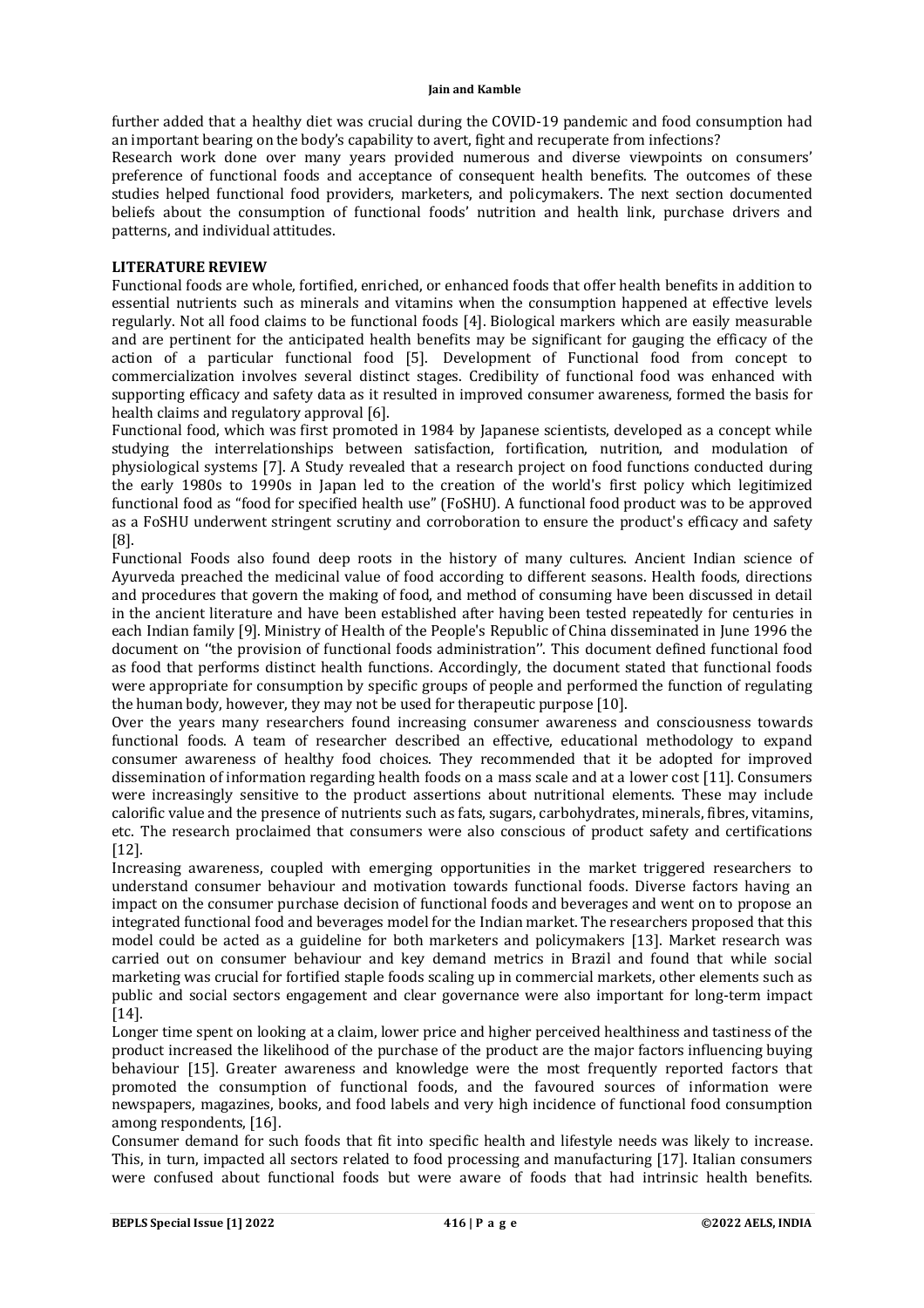further added that a healthy diet was crucial during the COVID-19 pandemic and food consumption had an important bearing on the body's capability to avert, fight and recuperate from infections?

Research work done over many years provided numerous and diverse viewpoints on consumers' preference of functional foods and acceptance of consequent health benefits. The outcomes of these studies helped functional food providers, marketers, and policymakers. The next section documented beliefs about the consumption of functional foods' nutrition and health link, purchase drivers and patterns, and individual attitudes.

## LITERATURE REVIEW

Functional foods are whole, fortified, enriched, or enhanced foods that offer health benefits in addition to essential nutrients such as minerals and vitamins when the consumption happened at effective levels regularly. Not all food claims to be functional foods [4]. Biological markers which are easily measurable and are pertinent for the anticipated health benefits may be significant for gauging the efficacy of the action of a particular functional food [5]. Development of Functional food from concept to commercialization involves several distinct stages. Credibility of functional food was enhanced with supporting efficacy and safety data as it resulted in improved consumer awareness, formed the basis for health claims and regulatory approval [6].

Functional food, which was first promoted in 1984 by Japanese scientists, developed as a concept while studying the interrelationships between satisfaction, fortification, nutrition, and modulation of physiological systems [7]. A Study revealed that a research project on food functions conducted during the early 1980s to 1990s in Japan led to the creation of the world's first policy which legitimized functional food as "food for specified health use" (FoSHU). A functional food product was to be approved as a FoSHU underwent stringent scrutiny and corroboration to ensure the product's efficacy and safety [8].

Functional Foods also found deep roots in the history of many cultures. Ancient Indian science of Ayurveda preached the medicinal value of food according to different seasons. Health foods, directions and procedures that govern the making of food, and method of consuming have been discussed in detail in the ancient literature and have been established after having been tested repeatedly for centuries in each Indian family [9]. Ministry of Health of the People's Republic of China disseminated in June 1996 the document on ''the provision of functional foods administration''. This document defined functional food as food that performs distinct health functions. Accordingly, the document stated that functional foods were appropriate for consumption by specific groups of people and performed the function of regulating the human body, however, they may not be used for therapeutic purpose [10].

Over the years many researchers found increasing consumer awareness and consciousness towards functional foods. A team of researcher described an effective, educational methodology to expand consumer awareness of healthy food choices. They recommended that it be adopted for improved dissemination of information regarding health foods on a mass scale and at a lower cost [11]. Consumers were increasingly sensitive to the product assertions about nutritional elements. These may include calorific value and the presence of nutrients such as fats, sugars, carbohydrates, minerals, fibres, vitamins, etc. The research proclaimed that consumers were also conscious of product safety and certifications [12].

Increasing awareness, coupled with emerging opportunities in the market triggered researchers to understand consumer behaviour and motivation towards functional foods. Diverse factors having an impact on the consumer purchase decision of functional foods and beverages and went on to propose an integrated functional food and beverages model for the Indian market. The researchers proposed that this model could be acted as a guideline for both marketers and policymakers [13]. Market research was carried out on consumer behaviour and key demand metrics in Brazil and found that while social marketing was crucial for fortified staple foods scaling up in commercial markets, other elements such as public and social sectors engagement and clear governance were also important for long-term impact [14].

Longer time spent on looking at a claim, lower price and higher perceived healthiness and tastiness of the product increased the likelihood of the purchase of the product are the major factors influencing buying behaviour [15]. Greater awareness and knowledge were the most frequently reported factors that promoted the consumption of functional foods, and the favoured sources of information were newspapers, magazines, books, and food labels and very high incidence of functional food consumption among respondents, [16].

Consumer demand for such foods that fit into specific health and lifestyle needs was likely to increase. This, in turn, impacted all sectors related to food processing and manufacturing [17]. Italian consumers were confused about functional foods but were aware of foods that had intrinsic health benefits.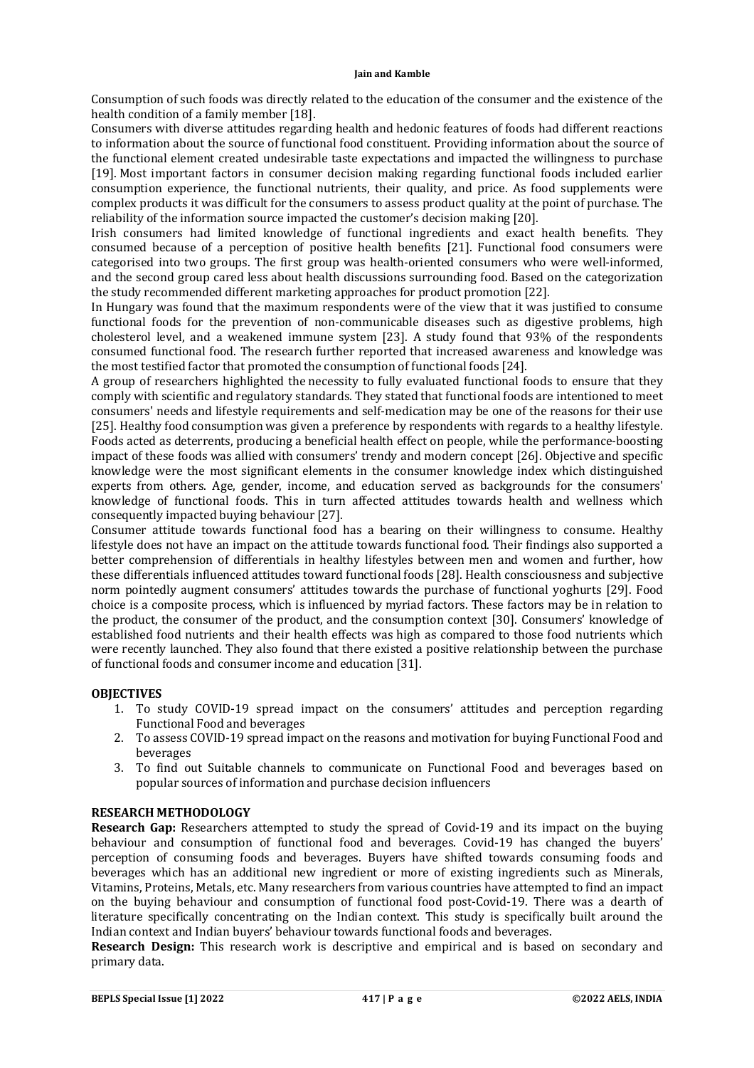Consumption of such foods was directly related to the education of the consumer and the existence of the health condition of a family member [18].

Consumers with diverse attitudes regarding health and hedonic features of foods had different reactions to information about the source of functional food constituent. Providing information about the source of the functional element created undesirable taste expectations and impacted the willingness to purchase [19]. Most important factors in consumer decision making regarding functional foods included earlier consumption experience, the functional nutrients, their quality, and price. As food supplements were complex products it was difficult for the consumers to assess product quality at the point of purchase. The reliability of the information source impacted the customer's decision making [20].

Irish consumers had limited knowledge of functional ingredients and exact health benefits. They consumed because of a perception of positive health benefits [21]. Functional food consumers were categorised into two groups. The first group was health-oriented consumers who were well-informed, and the second group cared less about health discussions surrounding food. Based on the categorization the study recommended different marketing approaches for product promotion [22].

In Hungary was found that the maximum respondents were of the view that it was justified to consume functional foods for the prevention of non-communicable diseases such as digestive problems, high cholesterol level, and a weakened immune system [23]. A study found that 93% of the respondents consumed functional food. The research further reported that increased awareness and knowledge was the most testified factor that promoted the consumption of functional foods [24].

A group of researchers highlighted the necessity to fully evaluated functional foods to ensure that they comply with scientific and regulatory standards. They stated that functional foods are intentioned to meet consumers' needs and lifestyle requirements and self-medication may be one of the reasons for their use [25]. Healthy food consumption was given a preference by respondents with regards to a healthy lifestyle. Foods acted as deterrents, producing a beneficial health effect on people, while the performance-boosting impact of these foods was allied with consumers' trendy and modern concept [26]. Objective and specific knowledge were the most significant elements in the consumer knowledge index which distinguished experts from others. Age, gender, income, and education served as backgrounds for the consumers' knowledge of functional foods. This in turn affected attitudes towards health and wellness which consequently impacted buying behaviour [27].

Consumer attitude towards functional food has a bearing on their willingness to consume. Healthy lifestyle does not have an impact on the attitude towards functional food. Their findings also supported a better comprehension of differentials in healthy lifestyles between men and women and further, how these differentials influenced attitudes toward functional foods [28]. Health consciousness and subjective norm pointedly augment consumers' attitudes towards the purchase of functional yoghurts [29]. Food choice is a composite process, which is influenced by myriad factors. These factors may be in relation to the product, the consumer of the product, and the consumption context [30]. Consumers' knowledge of established food nutrients and their health effects was high as compared to those food nutrients which were recently launched. They also found that there existed a positive relationship between the purchase of functional foods and consumer income and education [31].

## OBJECTIVES

1. To study COVID-19 spread impact on the consumers' attitudes and perception regarding Functional Food and beverages
2. To assess COVID-19 spread impact on the reasons and motivation for buying Functional Food and beverages
3. To find out Suitable channels to communicate on Functional Food and beverages based on popular sources of information and purchase decision influencers

## RESEARCH METHODOLOGY

**Research Gap:** Researchers attempted to study the spread of Covid-19 and its impact on the buying behaviour and consumption of functional food and beverages. Covid-19 has changed the buyers' perception of consuming foods and beverages. Buyers have shifted towards consuming foods and beverages which has an additional new ingredient or more of existing ingredients such as Minerals, Vitamins, Proteins, Metals, etc. Many researchers from various countries have attempted to find an impact on the buying behaviour and consumption of functional food post-Covid-19. There was a dearth of literature specifically concentrating on the Indian context. This study is specifically built around the Indian context and Indian buyers' behaviour towards functional foods and beverages.

**Research Design:** This research work is descriptive and empirical and is based on secondary and primary data.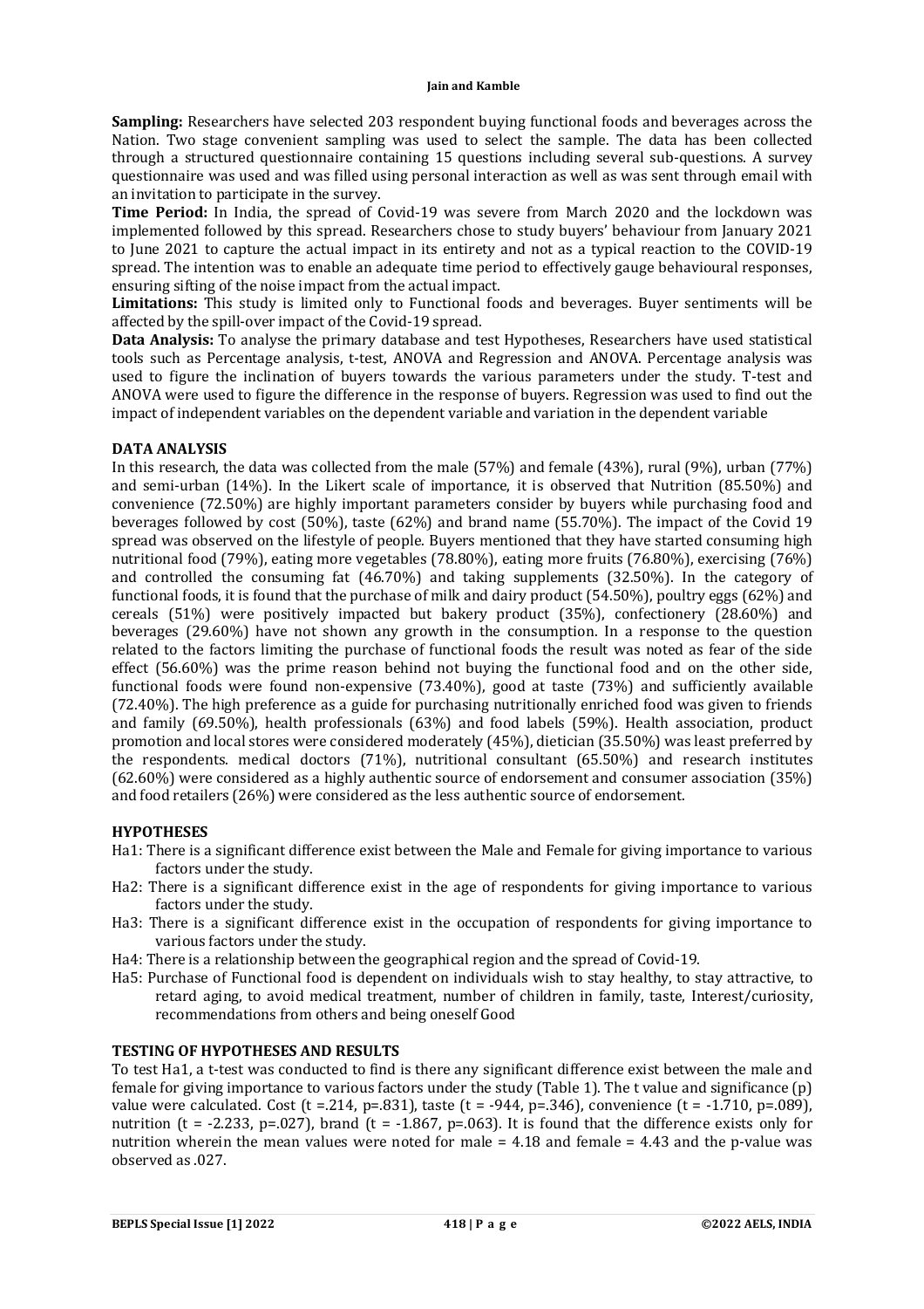**Sampling:** Researchers have selected 203 respondent buying functional foods and beverages across the Nation. Two stage convenient sampling was used to select the sample. The data has been collected through a structured questionnaire containing 15 questions including several sub-questions. A survey questionnaire was used and was filled using personal interaction as well as was sent through email with an invitation to participate in the survey.

**Time Period:** In India, the spread of Covid-19 was severe from March 2020 and the lockdown was implemented followed by this spread. Researchers chose to study buyers' behaviour from January 2021 to June 2021 to capture the actual impact in its entirety and not as a typical reaction to the COVID-19 spread. The intention was to enable an adequate time period to effectively gauge behavioural responses, ensuring sifting of the noise impact from the actual impact.

**Limitations:** This study is limited only to Functional foods and beverages. Buyer sentiments will be affected by the spill-over impact of the Covid-19 spread.

**Data Analysis:** To analyse the primary database and test Hypotheses, Researchers have used statistical tools such as Percentage analysis, t-test, ANOVA and Regression and ANOVA. Percentage analysis was used to figure the inclination of buyers towards the various parameters under the study. T-test and ANOVA were used to figure the difference in the response of buyers. Regression was used to find out the impact of independent variables on the dependent variable and variation in the dependent variable

## DATA ANALYSIS

In this research, the data was collected from the male (57%) and female (43%), rural (9%), urban (77%) and semi-urban (14%). In the Likert scale of importance, it is observed that Nutrition (85.50%) and convenience (72.50%) are highly important parameters consider by buyers while purchasing food and beverages followed by cost (50%), taste (62%) and brand name (55.70%). The impact of the Covid 19 spread was observed on the lifestyle of people. Buyers mentioned that they have started consuming high nutritional food (79%), eating more vegetables (78.80%), eating more fruits (76.80%), exercising (76%) and controlled the consuming fat (46.70%) and taking supplements (32.50%). In the category of functional foods, it is found that the purchase of milk and dairy product (54.50%), poultry eggs (62%) and cereals (51%) were positively impacted but bakery product (35%), confectionery (28.60%) and beverages (29.60%) have not shown any growth in the consumption. In a response to the question related to the factors limiting the purchase of functional foods the result was noted as fear of the side effect (56.60%) was the prime reason behind not buying the functional food and on the other side, functional foods were found non-expensive (73.40%), good at taste (73%) and sufficiently available (72.40%). The high preference as a guide for purchasing nutritionally enriched food was given to friends and family (69.50%), health professionals (63%) and food labels (59%). Health association, product promotion and local stores were considered moderately (45%), dietician (35.50%) was least preferred by the respondents. medical doctors (71%), nutritional consultant (65.50%) and research institutes (62.60%) were considered as a highly authentic source of endorsement and consumer association (35%) and food retailers (26%) were considered as the less authentic source of endorsement.

## HYPOTHESES

Ha1: There is a significant difference exist between the Male and Female for giving importance to various factors under the study.

Ha2: There is a significant difference exist in the age of respondents for giving importance to various factors under the study.

Ha3: There is a significant difference exist in the occupation of respondents for giving importance to various factors under the study.

Ha4: There is a relationship between the geographical region and the spread of Covid-19.

Ha5: Purchase of Functional food is dependent on individuals wish to stay healthy, to stay attractive, to retard aging, to avoid medical treatment, number of children in family, taste, Interest/curiosity, recommendations from others and being oneself Good

## TESTING OF HYPOTHESES AND RESULTS

To test Ha1, a t-test was conducted to find is there any significant difference exist between the male and female for giving importance to various factors under the study (Table 1). The t value and significance (p) value were calculated. Cost ($t = .214$, $p = .831$), taste ($t = -944$, $p = .346$), convenience ($t = -1.710$, $p = .089$), nutrition ($t = -2.233$, $p = .027$), brand ($t = -1.867$, $p = .063$). It is found that the difference exists only for nutrition wherein the mean values were noted for male = 4.18 and female = 4.43 and the p-value was observed as .027.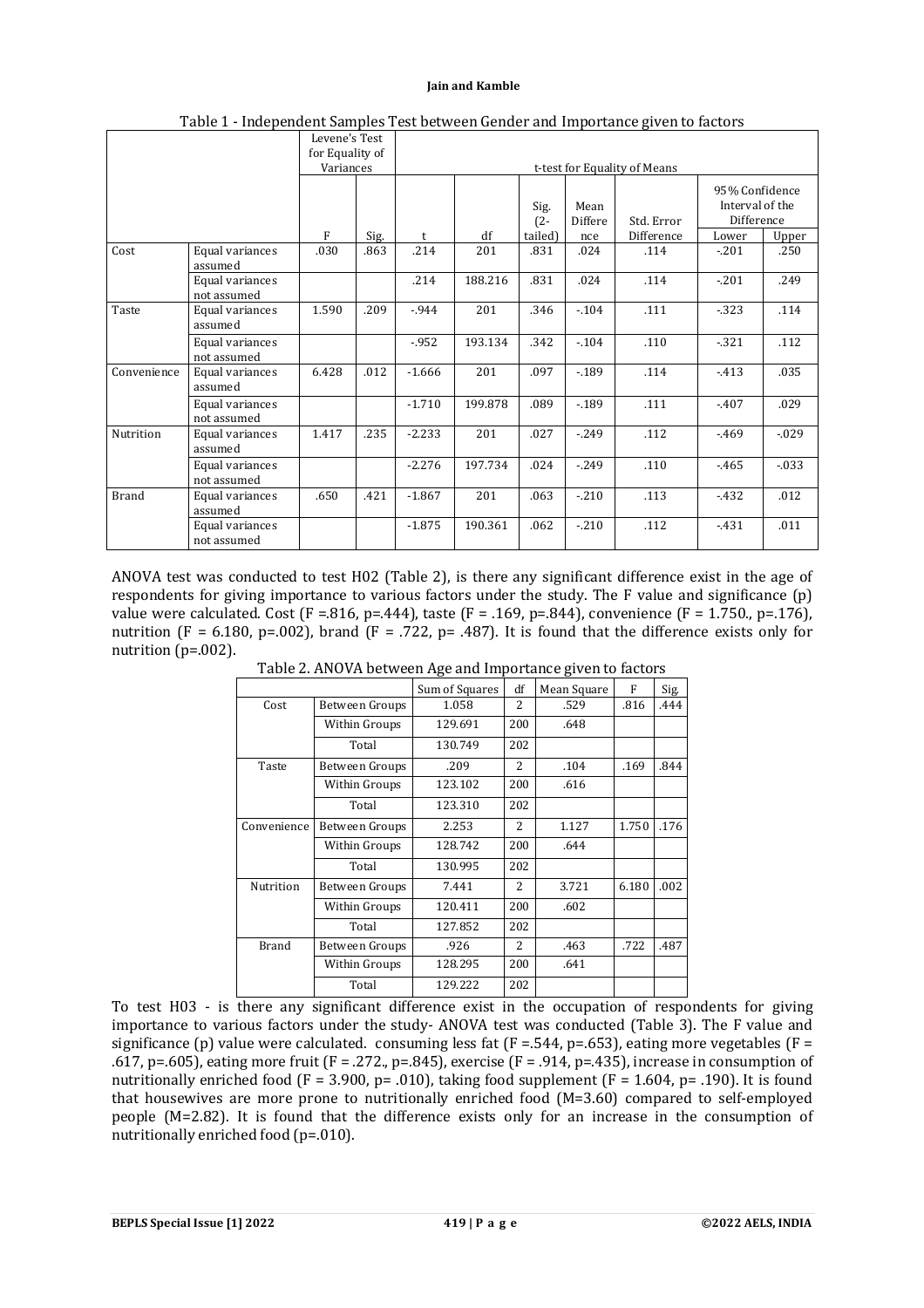Table 1 - Independent Samples Test between Gender and Importance given to factors

| | | Levene's Test for Equality of Variances | | t-test for Equality of Means | | | | | | |
|---|---|---|---|---|---|---|---|---|---|---|
| | | F | Sig. | t | df | Sig. (2-tailed) | Mean Difference | Std. Error Difference | 95% Confidence Interval of the Difference Lower | Upper |
| Cost | Equal variances assumed | .030 | .863 | .214 | 201 | .831 | .024 | .114 | -.201 | .250 |
| | Equal variances not assumed | | | .214 | 188.216 | .831 | .024 | .114 | -.201 | .249 |
| Taste | Equal variances assumed | 1.590 | .209 | -.944 | 201 | .346 | -.104 | .111 | -.323 | .114 |
| | Equal variances not assumed | | | -.952 | 193.134 | .342 | -.104 | .110 | -.321 | .112 |
| Convenience | Equal variances assumed | 6.428 | .012 | -1.666 | 201 | .097 | -.189 | .114 | -.413 | .035 |
| | Equal variances not assumed | | | -1.710 | 199.878 | .089 | -.189 | .111 | -.407 | .029 |
| Nutrition | Equal variances assumed | 1.417 | .235 | -2.233 | 201 | .027 | -.249 | .112 | -.469 | -.029 |
| | Equal variances not assumed | | | -2.276 | 197.734 | .024 | -.249 | .110 | -.465 | -.033 |
| Brand | Equal variances assumed | .650 | .421 | -1.867 | 201 | .063 | -.210 | .113 | -.432 | .012 |
| | Equal variances not assumed | | | -1.875 | 190.361 | .062 | -.210 | .112 | -.431 | .011 |

ANOVA test was conducted to test H02 (Table 2), is there any significant difference exist in the age of respondents for giving importance to various factors under the study. The F value and significance (p) value were calculated. Cost ($F = .816$, $p=.444$), taste ($F = .169$, $p=.844$), convenience ($F = 1.750.$, $p=.176$), nutrition ($F = 6.180$, $p=.002$), brand ($F = .722$, $p= .487$). It is found that the difference exists only for nutrition ($p=.002$).

Table 2. ANOVA between Age and Importance given to factors

| | | Sum of Squares | df | Mean Square | F | Sig. |
|---|---|---|---|---|---|---|
| Cost | Between Groups | 1.058 | 2 | .529 | .816 | .444 |
| | Within Groups | 129.691 | 200 | .648 | | |
| | Total | 130.749 | 202 | | | |
| Taste | Between Groups | .209 | 2 | .104 | .169 | .844 |
| | Within Groups | 123.102 | 200 | .616 | | |
| | Total | 123.310 | 202 | | | |
| Convenience | Between Groups | 2.253 | 2 | 1.127 | 1.750 | .176 |
| | Within Groups | 128.742 | 200 | .644 | | |
| | Total | 130.995 | 202 | | | |
| Nutrition | Between Groups | 7.441 | 2 | 3.721 | 6.180 | .002 |
| | Within Groups | 120.411 | 200 | .602 | | |
| | Total | 127.852 | 202 | | | |
| Brand | Between Groups | .926 | 2 | .463 | .722 | .487 |
| | Within Groups | 128.295 | 200 | .641 | | |
| | Total | 129.222 | 202 | | | |

To test H03 - is there any significant difference exist in the occupation of respondents for giving importance to various factors under the study- ANOVA test was conducted (Table 3). The F value and significance (p) value were calculated. consuming less fat ($F =.544$, $p=.653$), eating more vegetables ($F = .617$, $p=.605$), eating more fruit ($F = .272.$, $p=.845$), exercise ($F = .914$, $p=.435$), increase in consumption of nutritionally enriched food ($F = 3.900$, $p= .010$), taking food supplement ($F = 1.604$, $p= .190$). It is found that housewives are more prone to nutritionally enriched food ($M=3.60$) compared to self-employed people ($M=2.82$). It is found that the difference exists only for an increase in the consumption of nutritionally enriched food ($p=.010$).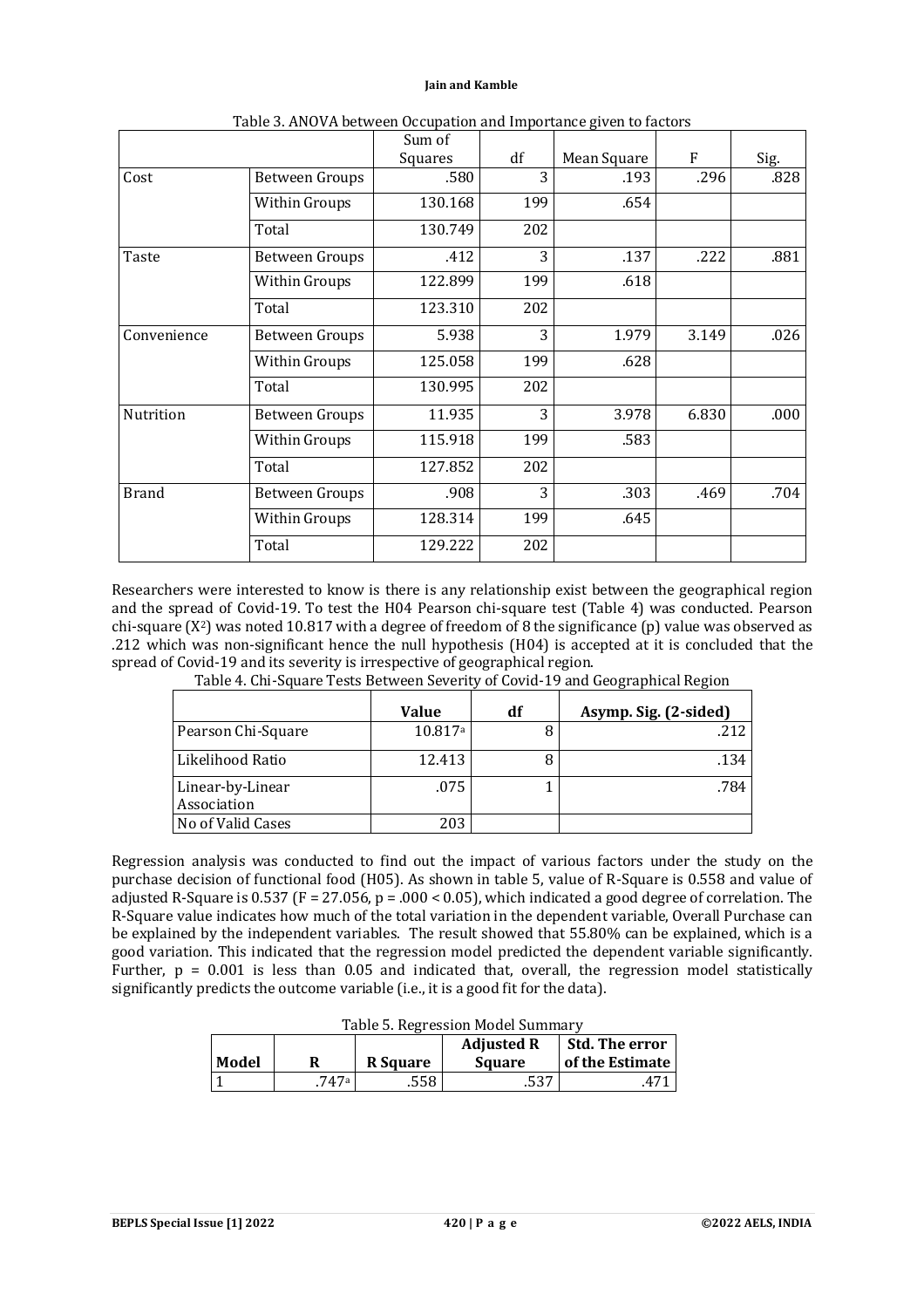Table 3. ANOVA between Occupation and Importance given to factors

| | | Sum of Squares | df | Mean Square | F | Sig. |
|---|---|---|---|---|---|---|
| Cost | Between Groups | .580 | 3 | .193 | .296 | .828 |
| | Within Groups | 130.168 | 199 | .654 | | |
| | Total | 130.749 | 202 | | | |
| Taste | Between Groups | .412 | 3 | .137 | .222 | .881 |
| | Within Groups | 122.899 | 199 | .618 | | |
| | Total | 123.310 | 202 | | | |
| Convenience | Between Groups | 5.938 | 3 | 1.979 | 3.149 | .026 |
| | Within Groups | 125.058 | 199 | .628 | | |
| | Total | 130.995 | 202 | | | |
| Nutrition | Between Groups | 11.935 | 3 | 3.978 | 6.830 | .000 |
| | Within Groups | 115.918 | 199 | .583 | | |
| | Total | 127.852 | 202 | | | |
| Brand | Between Groups | .908 | 3 | .303 | .469 | .704 |
| | Within Groups | 128.314 | 199 | .645 | | |
| | Total | 129.222 | 202 | | | |

Researchers were interested to know is there is any relationship exist between the geographical region and the spread of Covid-19. To test the H04 Pearson chi-square test (Table 4) was conducted. Pearson chi-square ($X^2$) was noted 10.817 with a degree of freedom of 8 the significance (p) value was observed as .212 which was non-significant hence the null hypothesis (H04) is accepted at it is concluded that the spread of Covid-19 and its severity is irrespective of geographical region.

Table 4. Chi-Square Tests Between Severity of Covid-19 and Geographical Region

| | Value | df | Asymp. Sig. (2-sided) |
|---|---|---|---|
| Pearson Chi-Square | 10.817[a] | 8 | .212 |
| Likelihood Ratio | 12.413 | 8 | .134 |
| Linear-by-Linear Association | .075 | 1 | .784 |
| No of Valid Cases | 203 | | |

Regression analysis was conducted to find out the impact of various factors under the study on the purchase decision of functional food (H05). As shown in table 5, value of R-Square is 0.558 and value of adjusted R-Square is 0.537 ($F = 27.056$, $p = .000 < 0.05$), which indicated a good degree of correlation. The R-Square value indicates how much of the total variation in the dependent variable, Overall Purchase can be explained by the independent variables. The result showed that 55.80% can be explained, which is a good variation. This indicated that the regression model predicted the dependent variable significantly. Further, $p = 0.001$ is less than 0.05 and indicated that, overall, the regression model statistically significantly predicts the outcome variable (i.e., it is a good fit for the data).

Table 5. Regression Model Summary

| Model | R | R Square | Adjusted R Square | Std. The error of the Estimate |
|---|---|---|---|---|
| 1 | .747[a] | .558 | .537 | .471 |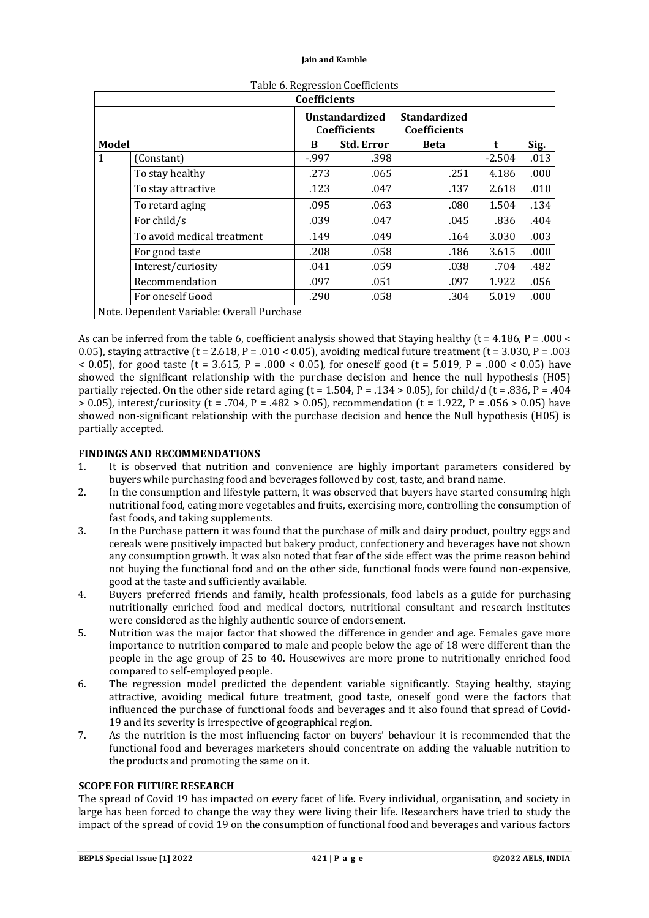Table 6. Regression Coefficients

| Coefficients | | | | | | |
|---|---|---|---|---|---|---|
| | | Unstandardized Coefficients | | Standardized Coefficients | | |
| Model | | B | Std. Error | Beta | t | Sig. |
| 1 | (Constant) | -.997 | .398 | | -2.504 | .013 |
| | To stay healthy | .273 | .065 | .251 | 4.186 | .000 |
| | To stay attractive | .123 | .047 | .137 | 2.618 | .010 |
| | To retard aging | .095 | .063 | .080 | 1.504 | .134 |
| | For child/s | .039 | .047 | .045 | .836 | .404 |
| | To avoid medical treatment | .149 | .049 | .164 | 3.030 | .003 |
| | For good taste | .208 | .058 | .186 | 3.615 | .000 |
| | Interest/curiosity | .041 | .059 | .038 | .704 | .482 |
| | Recommendation | .097 | .051 | .097 | 1.922 | .056 |
| | For oneself Good | .290 | .058 | .304 | 5.019 | .000 |

Note. Dependent Variable: Overall Purchase

As can be inferred from the table 6, coefficient analysis showed that Staying healthy ($t = 4.186$, $P = .000 < 0.05$), staying attractive ($t = 2.618$, $P = .010 < 0.05$), avoiding medical future treatment ($t = 3.030$, $P = .003 < 0.05$), for good taste ($t = 3.615$, $P = .000 < 0.05$), for oneself good ($t = 5.019$, $P = .000 < 0.05$) have showed the significant relationship with the purchase decision and hence the null hypothesis (H05) partially rejected. On the other side retard aging ($t = 1.504$, $P = .134 > 0.05$), for child/d ($t = .836$, $P = .404 > 0.05$), interest/curiosity ($t = .704$, $P = .482 > 0.05$), recommendation ($t = 1.922$, $P = .056 > 0.05$) have showed non-significant relationship with the purchase decision and hence the Null hypothesis (H05) is partially accepted.

## FINDINGS AND RECOMMENDATIONS

1. It is observed that nutrition and convenience are highly important parameters considered by buyers while purchasing food and beverages followed by cost, taste, and brand name.
2. In the consumption and lifestyle pattern, it was observed that buyers have started consuming high nutritional food, eating more vegetables and fruits, exercising more, controlling the consumption of fast foods, and taking supplements.
3. In the Purchase pattern it was found that the purchase of milk and dairy product, poultry eggs and cereals were positively impacted but bakery product, confectionery and beverages have not shown any consumption growth. It was also noted that fear of the side effect was the prime reason behind not buying the functional food and on the other side, functional foods were found non-expensive, good at the taste and sufficiently available.
4. Buyers preferred friends and family, health professionals, food labels as a guide for purchasing nutritionally enriched food and medical doctors, nutritional consultant and research institutes were considered as the highly authentic source of endorsement.
5. Nutrition was the major factor that showed the difference in gender and age. Females gave more importance to nutrition compared to male and people below the age of 18 were different than the people in the age group of 25 to 40. Housewives are more prone to nutritionally enriched food compared to self-employed people.
6. The regression model predicted the dependent variable significantly. Staying healthy, staying attractive, avoiding medical future treatment, good taste, oneself good were the factors that influenced the purchase of functional foods and beverages and it also found that spread of Covid-19 and its severity is irrespective of geographical region.
7. As the nutrition is the most influencing factor on buyers' behaviour it is recommended that the functional food and beverages marketers should concentrate on adding the valuable nutrition to the products and promoting the same on it.

## SCOPE FOR FUTURE RESEARCH

The spread of Covid 19 has impacted on every facet of life. Every individual, organisation, and society in large has been forced to change the way they were living their life. Researchers have tried to study the impact of the spread of covid 19 on the consumption of functional food and beverages and various factors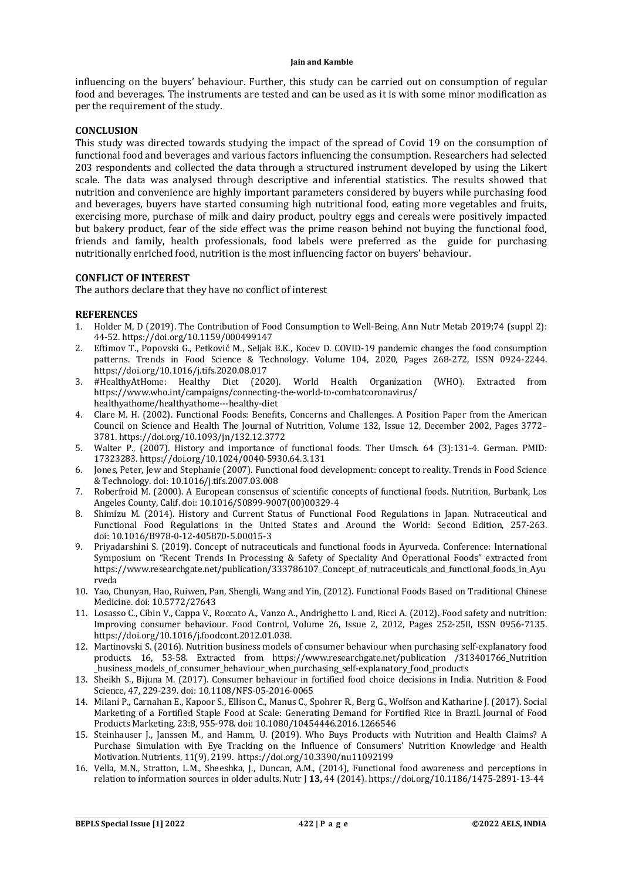influencing on the buyers' behaviour. Further, this study can be carried out on consumption of regular food and beverages. The instruments are tested and can be used as it is with some minor modification as per the requirement of the study.

## CONCLUSION

This study was directed towards studying the impact of the spread of Covid 19 on the consumption of functional food and beverages and various factors influencing the consumption. Researchers had selected 203 respondents and collected the data through a structured instrument developed by using the Likert scale. The data was analysed through descriptive and inferential statistics. The results showed that nutrition and convenience are highly important parameters considered by buyers while purchasing food and beverages, buyers have started consuming high nutritional food, eating more vegetables and fruits, exercising more, purchase of milk and dairy product, poultry eggs and cereals were positively impacted but bakery product, fear of the side effect was the prime reason behind not buying the functional food, friends and family, health professionals, food labels were preferred as the guide for purchasing nutritionally enriched food, nutrition is the most influencing factor on buyers' behaviour.

## CONFLICT OF INTEREST

The authors declare that they have no conflict of interest

## REFERENCES

1. Holder M, D (2019). The Contribution of Food Consumption to Well-Being. Ann Nutr Metab 2019;74 (suppl 2): 44-52. https://doi.org/10.1159/000499147
2. Eftimov T., Popovski G., Petković M., Seljak B.K., Kocev D. COVID-19 pandemic changes the food consumption patterns. Trends in Food Science & Technology. Volume 104, 2020, Pages 268-272, ISSN 0924-2244. https://doi.org/10.1016/j.tifs.2020.08.017
3. #HealthyAtHome: Healthy Diet (2020). World Health Organization (WHO). Extracted from https://www.who.int/campaigns/connecting-the-world-to-combatcoronavirus/healthyathome/healthyathome---healthy-diet
4. Clare M. H. (2002). Functional Foods: Benefits, Concerns and Challenges. A Position Paper from the American Council on Science and Health The Journal of Nutrition, Volume 132, Issue 12, December 2002, Pages 3772–3781. https://doi.org/10.1093/jn/132.12.3772
5. Walter P., (2007). History and importance of functional foods. Ther Umsch. 64 (3):131-4. German. PMID: 17323283. https://doi.org/10.1024/0040-5930.64.3.131
6. Jones, Peter, Jew and Stephanie (2007). Functional food development: concept to reality. Trends in Food Science & Technology. doi: 10.1016/j.tifs.2007.03.008
7. Roberfroid M. (2000). A European consensus of scientific concepts of functional foods. Nutrition, Burbank, Los Angeles County, Calif. doi: 10.1016/S0899-9007(00)00329-4
8. Shimizu M. (2014). History and Current Status of Functional Food Regulations in Japan. Nutraceutical and Functional Food Regulations in the United States and Around the World: Second Edition, 257-263. doi: 10.1016/B978-0-12-405870-5.00015-3
9. Priyadarshini S. (2019). Concept of nutraceuticals and functional foods in Ayurveda. Conference: International Symposium on "Recent Trends In Processing & Safety of Speciality And Operational Foods" extracted from https://www.researchgate.net/publication/333786107_Concept_of_nutraceuticals_and_functional_foods_in_Ayurveda
10. Yao, Chunyan, Hao, Ruiwen, Pan, Shengli, Wang and Yin, (2012). Functional Foods Based on Traditional Chinese Medicine. doi: 10.5772/27643
11. Losasso C., Cibin V., Cappa V., Roccato A., Vanzo A., Andrighetto I. and, Ricci A. (2012). Food safety and nutrition: Improving consumer behaviour. Food Control, Volume 26, Issue 2, 2012, Pages 252-258, ISSN 0956-7135. https://doi.org/10.1016/j.foodcont.2012.01.038.
12. Martinovski S. (2016). Nutrition business models of consumer behaviour when purchasing self-explanatory food products. 16, 53-58. Extracted from https://www.researchgate.net/publication /313401766_Nutrition_business_models_of_consumer_behaviour_when_purchasing_self-explanatory_food_products
13. Sheikh S., Bijuna M. (2017). Consumer behaviour in fortified food choice decisions in India. Nutrition & Food Science, 47, 229-239. doi: 10.1108/NFS-05-2016-0065
14. Milani P., Carnahan E., Kapoor S., Ellison C., Manus C., Spohrer R., Berg G., Wolfson and Katharine J. (2017). Social Marketing of a Fortified Staple Food at Scale: Generating Demand for Fortified Rice in Brazil. Journal of Food Products Marketing, 23:8, 955-978. doi: 10.1080/10454446.2016.1266546
15. Steinhauser J., Janssen M., and Hamm, U. (2019). Who Buys Products with Nutrition and Health Claims? A Purchase Simulation with Eye Tracking on the Influence of Consumers' Nutrition Knowledge and Health Motivation. Nutrients, 11(9), 2199. https://doi.org/10.3390/nu11092199
16. Vella, M.N., Stratton, L.M., Sheeshka, J., Duncan, A.M., (2014), Functional food awareness and perceptions in relation to information sources in older adults. Nutr J **13,** 44 (2014). https://doi.org/10.1186/1475-2891-13-44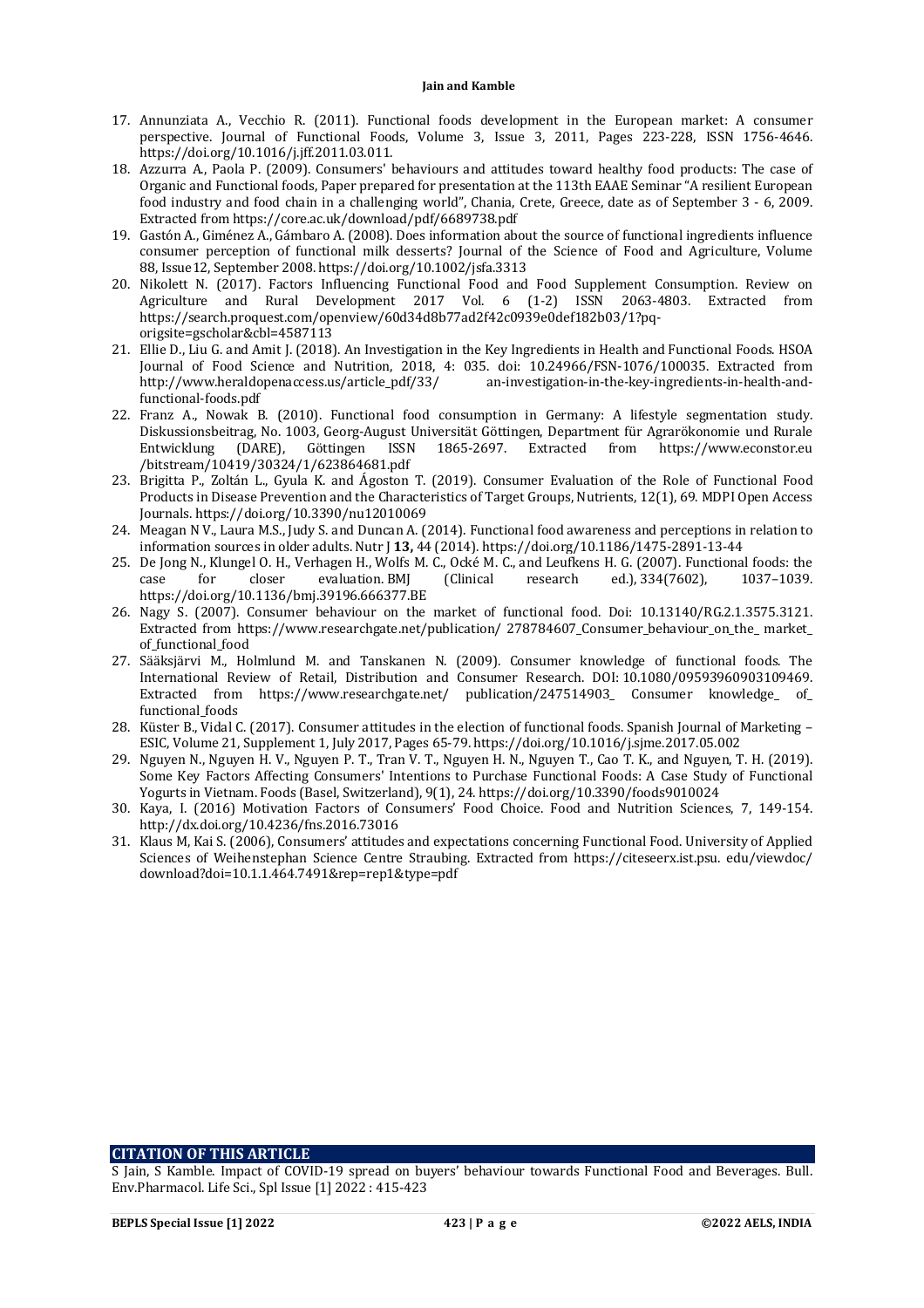17. Annunziata A., Vecchio R. (2011). Functional foods development in the European market: A consumer perspective. Journal of Functional Foods, Volume 3, Issue 3, 2011, Pages 223-228, ISSN 1756-4646. https://doi.org/10.1016/j.jff.2011.03.011.
18. Azzurra A., Paola P. (2009). Consumers' behaviours and attitudes toward healthy food products: The case of Organic and Functional foods, Paper prepared for presentation at the 113th EAAE Seminar "A resilient European food industry and food chain in a challenging world", Chania, Crete, Greece, date as of September 3 - 6, 2009. Extracted from https://core.ac.uk/download/pdf/6689738.pdf
19. Gastón A., Giménez A., Gámbaro A. (2008). Does information about the source of functional ingredients influence consumer perception of functional milk desserts? Journal of the Science of Food and Agriculture, Volume 88, Issue12, September 2008. https://doi.org/10.1002/jsfa.3313
20. Nikolett N. (2017). Factors Influencing Functional Food and Food Supplement Consumption. Review on Agriculture and Rural Development 2017 Vol. 6 (1-2) ISSN 2063-4803. Extracted from https://search.proquest.com/openview/60d34d8b77ad2f42c0939e0def182b03/1?pq-origsite=gscholar&cbl=4587113
21. Ellie D., Liu G. and Amit J. (2018). An Investigation in the Key Ingredients in Health and Functional Foods. HSOA Journal of Food Science and Nutrition, 2018, 4: 035. doi: 10.24966/FSN-1076/100035. Extracted from http://www.heraldopenaccess.us/article_pdf/33/ an-investigation-in-the-key-ingredients-in-health-and-functional-foods.pdf
22. Franz A., Nowak B. (2010). Functional food consumption in Germany: A lifestyle segmentation study. Diskussionsbeitrag, No. 1003, Georg-August Universität Göttingen, Department für Agrarökonomie und Rurale Entwicklung (DARE), Göttingen ISSN 1865-2697. Extracted from https://www.econstor.eu /bitstream/10419/30324/1/623864681.pdf
23. Brigitta P., Zoltán L., Gyula K. and Ágoston T. (2019). Consumer Evaluation of the Role of Functional Food Products in Disease Prevention and the Characteristics of Target Groups, Nutrients, 12(1), 69. MDPI Open Access Journals. https://doi.org/10.3390/nu12010069
24. Meagan N V., Laura M.S., Judy S. and Duncan A. (2014). Functional food awareness and perceptions in relation to information sources in older adults. Nutr J **13**, 44 (2014). https://doi.org/10.1186/1475-2891-13-44
25. De Jong N., Klungel O. H., Verhagen H., Wolfs M. C., Ocké M. C., and Leufkens H. G. (2007). Functional foods: the case for closer evaluation. BMJ (Clinical research ed.), 334(7602), 1037–1039. https://doi.org/10.1136/bmj.39196.666377.BE
26. Nagy S. (2007). Consumer behaviour on the market of functional food. Doi: 10.13140/RG.2.1.3575.3121. Extracted from https://www.researchgate.net/publication/ 278784607_Consumer_behaviour_on_the_ market_ of_functional_food
27. Sääksjärvi M., Holmlund M. and Tanskanen N. (2009). Consumer knowledge of functional foods. The International Review of Retail, Distribution and Consumer Research. DOI: 10.1080/09593960903109469. Extracted from https://www.researchgate.net/ publication/247514903_ Consumer knowledge_ of_ functional_foods
28. Küster B., Vidal C. (2017). Consumer attitudes in the election of functional foods. Spanish Journal of Marketing – ESIC, Volume 21, Supplement 1, July 2017, Pages 65-79. https://doi.org/10.1016/j.sjme.2017.05.002
29. Nguyen N., Nguyen H. V., Nguyen P. T., Tran V. T., Nguyen H. N., Nguyen T., Cao T. K., and Nguyen, T. H. (2019). Some Key Factors Affecting Consumers' Intentions to Purchase Functional Foods: A Case Study of Functional Yogurts in Vietnam. Foods (Basel, Switzerland), 9(1), 24. https://doi.org/10.3390/foods9010024
30. Kaya, I. (2016) Motivation Factors of Consumers' Food Choice. Food and Nutrition Sciences, 7, 149-154. http://dx.doi.org/10.4236/fns.2016.73016
31. Klaus M, Kai S. (2006), Consumers' attitudes and expectations concerning Functional Food. University of Applied Sciences of Weihenstephan Science Centre Straubing. Extracted from https://citeseerx.ist.psu. edu/viewdoc/ download?doi=10.1.1.464.7491&rep=rep1&type=pdf

**CITATION OF THIS ARTICLE**

S Jain, S Kamble. Impact of COVID-19 spread on buyers' behaviour towards Functional Food and Beverages. Bull. Env.Pharmacol. Life Sci., Spl Issue [1] 2022 : 415-423